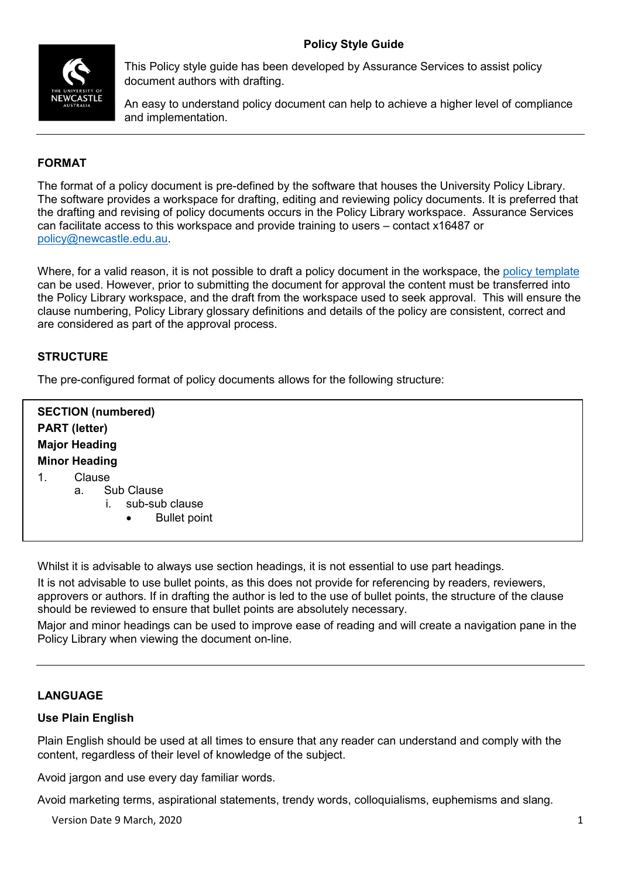# Policy Style Guide

This Policy style guide has been developed by Assurance Services to assist policy document authors with drafting.

An easy to understand policy document can help to achieve a higher level of compliance and implementation.

---

## FORMAT

The format of a policy document is pre-defined by the software that houses the University Policy Library. The software provides a workspace for drafting, editing and reviewing policy documents. It is preferred that the drafting and revising of policy documents occurs in the Policy Library workspace. Assurance Services can facilitate access to this workspace and provide training to users – contact x16487 or policy@newcastle.edu.au.

Where, for a valid reason, it is not possible to draft a policy document in the workspace, the policy template can be used. However, prior to submitting the document for approval the content must be transferred into the Policy Library workspace, and the draft from the workspace used to seek approval. This will ensure the clause numbering, Policy Library glossary definitions and details of the policy are consistent, correct and are considered as part of the approval process.

## STRUCTURE

The pre-configured format of policy documents allows for the following structure:

**SECTION (numbered)**
**PART (letter)**
**Major Heading**
**Minor Heading**

1. Clause
    a. Sub Clause
        i. sub-sub clause
            - Bullet point

Whilst it is advisable to always use section headings, it is not essential to use part headings.

It is not advisable to use bullet points, as this does not provide for referencing by readers, reviewers, approvers or authors. If in drafting the author is led to the use of bullet points, the structure of the clause should be reviewed to ensure that bullet points are absolutely necessary.

Major and minor headings can be used to improve ease of reading and will create a navigation pane in the Policy Library when viewing the document on-line.

---

## LANGUAGE

### Use Plain English

Plain English should be used at all times to ensure that any reader can understand and comply with the content, regardless of their level of knowledge of the subject.

Avoid jargon and use every day familiar words.

Avoid marketing terms, aspirational statements, trendy words, colloquialisms, euphemisms and slang.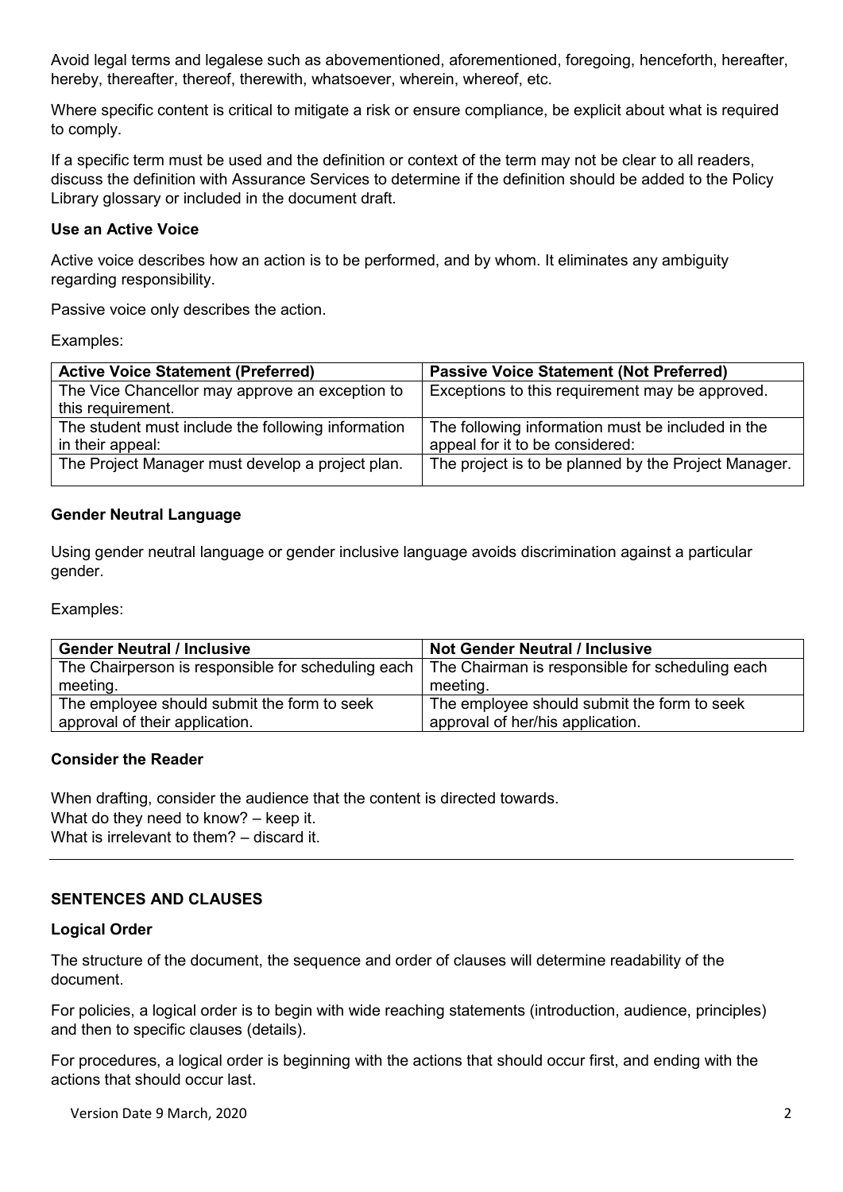Avoid legal terms and legalese such as abovementioned, aforementioned, foregoing, henceforth, hereafter, hereby, thereafter, thereof, therewith, whatsoever, wherein, whereof, etc.

Where specific content is critical to mitigate a risk or ensure compliance, be explicit about what is required to comply.

If a specific term must be used and the definition or context of the term may not be clear to all readers, discuss the definition with Assurance Services to determine if the definition should be added to the Policy Library glossary or included in the document draft.

**Use an Active Voice**

Active voice describes how an action is to be performed, and by whom. It eliminates any ambiguity regarding responsibility.

Passive voice only describes the action.

Examples:

| Active Voice Statement (Preferred) | Passive Voice Statement (Not Preferred) |
|---|---|
| The Vice Chancellor may approve an exception to this requirement. | Exceptions to this requirement may be approved. |
| The student must include the following information in their appeal: | The following information must be included in the appeal for it to be considered: |
| The Project Manager must develop a project plan. | The project is to be planned by the Project Manager. |

**Gender Neutral Language**

Using gender neutral language or gender inclusive language avoids discrimination against a particular gender.

Examples:

| Gender Neutral / Inclusive | Not Gender Neutral / Inclusive |
|---|---|
| The Chairperson is responsible for scheduling each meeting. | The Chairman is responsible for scheduling each meeting. |
| The employee should submit the form to seek approval of their application. | The employee should submit the form to seek approval of her/his application. |

**Consider the Reader**

When drafting, consider the audience that the content is directed towards.
What do they need to know? – keep it.
What is irrelevant to them? – discard it.

---

**SENTENCES AND CLAUSES**

**Logical Order**

The structure of the document, the sequence and order of clauses will determine readability of the document.

For policies, a logical order is to begin with wide reaching statements (introduction, audience, principles) and then to specific clauses (details).

For procedures, a logical order is beginning with the actions that should occur first, and ending with the actions that should occur last.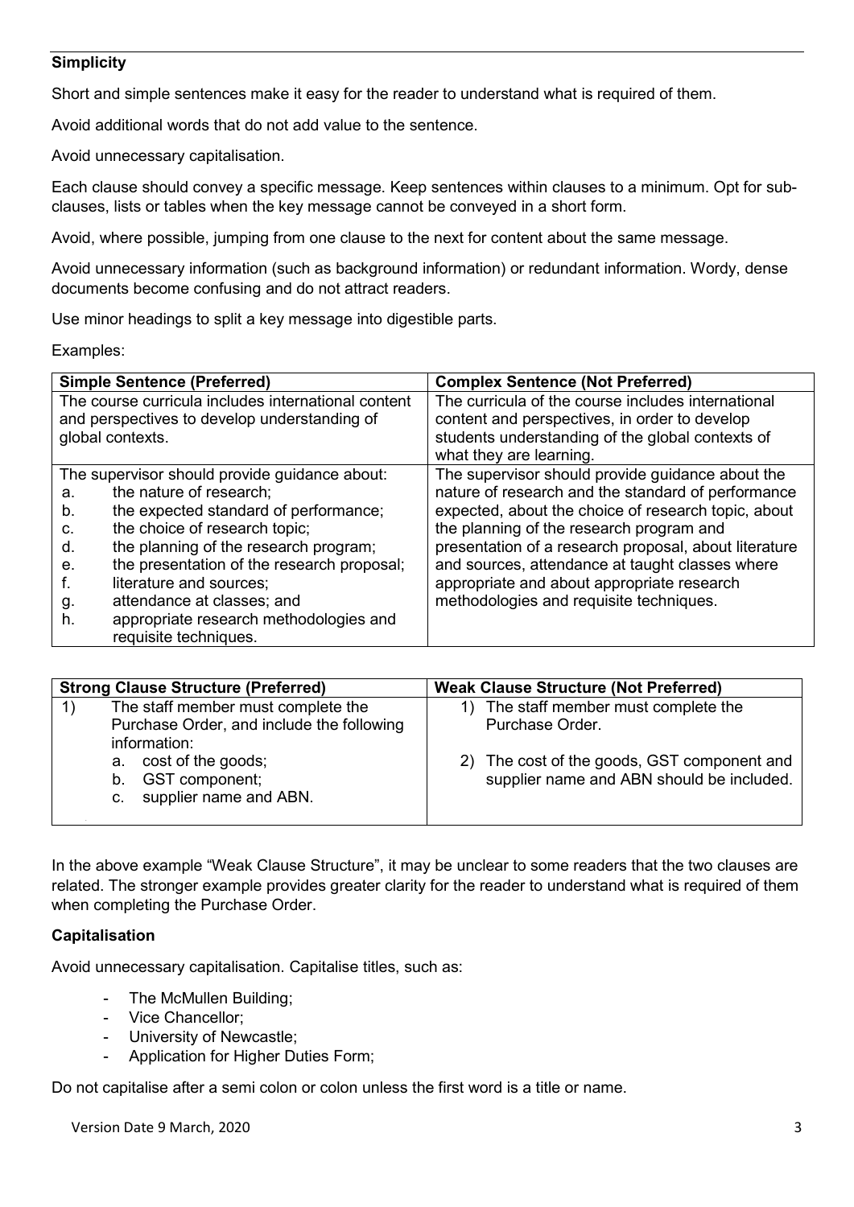### Simplicity

Short and simple sentences make it easy for the reader to understand what is required of them.

Avoid additional words that do not add value to the sentence.

Avoid unnecessary capitalisation.

Each clause should convey a specific message. Keep sentences within clauses to a minimum. Opt for sub-clauses, lists or tables when the key message cannot be conveyed in a short form.

Avoid, where possible, jumping from one clause to the next for content about the same message.

Avoid unnecessary information (such as background information) or redundant information. Wordy, dense documents become confusing and do not attract readers.

Use minor headings to split a key message into digestible parts.

Examples:

| Simple Sentence (Preferred) | Complex Sentence (Not Preferred) |
|---|---|
| The course curricula includes international content and perspectives to develop understanding of global contexts. | The curricula of the course includes international content and perspectives, in order to develop students understanding of the global contexts of what they are learning. |
| The supervisor should provide guidance about:<br>a. the nature of research;<br>b. the expected standard of performance;<br>c. the choice of research topic;<br>d. the planning of the research program;<br>e. the presentation of the research proposal;<br>f. literature and sources;<br>g. attendance at classes; and<br>h. appropriate research methodologies and requisite techniques. | The supervisor should provide guidance about the nature of research and the standard of performance expected, about the choice of research topic, about the planning of the research program and presentation of a research proposal, about literature and sources, attendance at taught classes where appropriate and about appropriate research methodologies and requisite techniques. |

| Strong Clause Structure (Preferred) | Weak Clause Structure (Not Preferred) |
|---|---|
| 1) The staff member must complete the Purchase Order, and include the following information:<br>a. cost of the goods;<br>b. GST component;<br>c. supplier name and ABN. | 1) The staff member must complete the Purchase Order.<br><br>2) The cost of the goods, GST component and supplier name and ABN should be included. |

In the above example "Weak Clause Structure", it may be unclear to some readers that the two clauses are related. The stronger example provides greater clarity for the reader to understand what is required of them when completing the Purchase Order.

### Capitalisation

Avoid unnecessary capitalisation. Capitalise titles, such as:

- The McMullen Building;
- Vice Chancellor;
- University of Newcastle;
- Application for Higher Duties Form;

Do not capitalise after a semi colon or colon unless the first word is a title or name.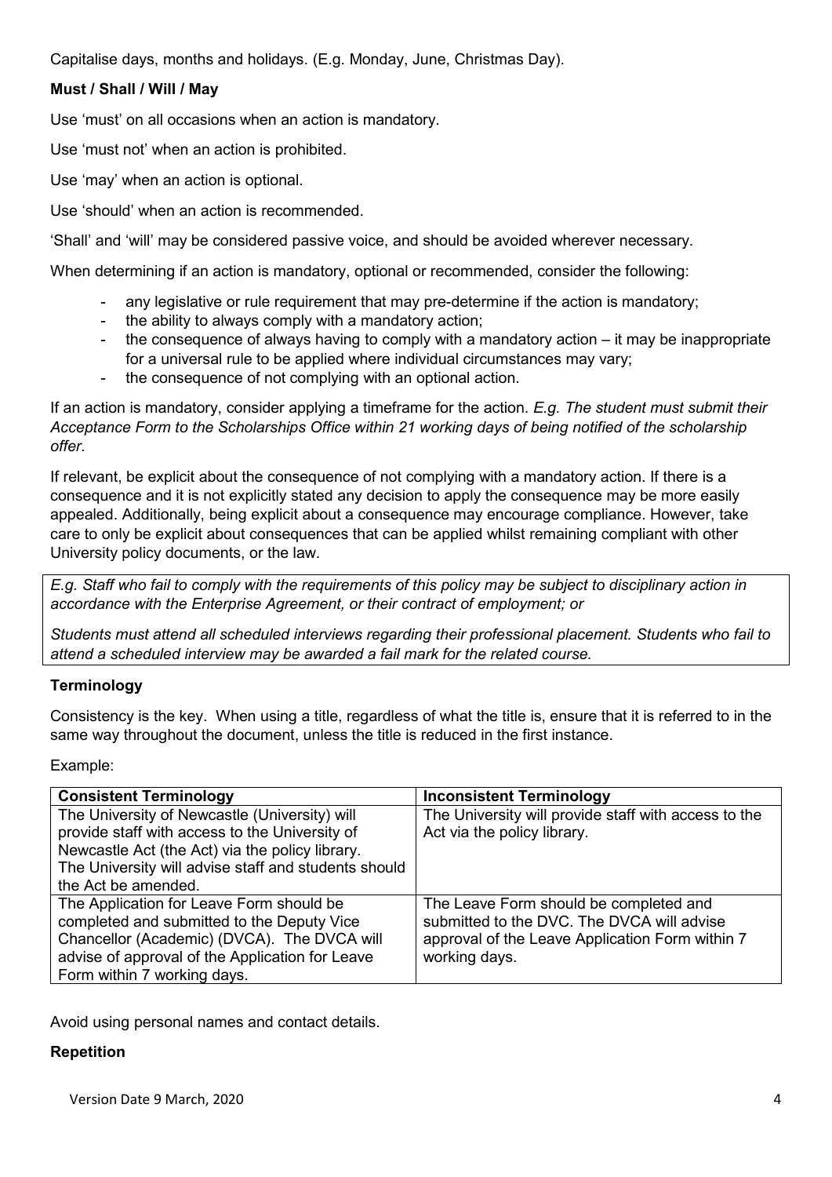Capitalise days, months and holidays. (E.g. Monday, June, Christmas Day).

**Must / Shall / Will / May**

Use 'must' on all occasions when an action is mandatory.

Use 'must not' when an action is prohibited.

Use 'may' when an action is optional.

Use 'should' when an action is recommended.

'Shall' and 'will' may be considered passive voice, and should be avoided wherever necessary.

When determining if an action is mandatory, optional or recommended, consider the following:

- any legislative or rule requirement that may pre-determine if the action is mandatory;
- the ability to always comply with a mandatory action;
- the consequence of always having to comply with a mandatory action – it may be inappropriate for a universal rule to be applied where individual circumstances may vary;
- the consequence of not complying with an optional action.

If an action is mandatory, consider applying a timeframe for the action. *E.g. The student must submit their Acceptance Form to the Scholarships Office within 21 working days of being notified of the scholarship offer.*

If relevant, be explicit about the consequence of not complying with a mandatory action. If there is a consequence and it is not explicitly stated any decision to apply the consequence may be more easily appealed. Additionally, being explicit about a consequence may encourage compliance. However, take care to only be explicit about consequences that can be applied whilst remaining compliant with other University policy documents, or the law.

*E.g. Staff who fail to comply with the requirements of this policy may be subject to disciplinary action in accordance with the Enterprise Agreement, or their contract of employment; or*

*Students must attend all scheduled interviews regarding their professional placement. Students who fail to attend a scheduled interview may be awarded a fail mark for the related course.*

**Terminology**

Consistency is the key. When using a title, regardless of what the title is, ensure that it is referred to in the same way throughout the document, unless the title is reduced in the first instance.

Example:

| **Consistent Terminology** | **Inconsistent Terminology** |
|---|---|
| The University of Newcastle (University) will provide staff with access to the University of Newcastle Act (the Act) via the policy library. The University will advise staff and students should the Act be amended. | The University will provide staff with access to the Act via the policy library. |
| The Application for Leave Form should be completed and submitted to the Deputy Vice Chancellor (Academic) (DVCA). The DVCA will advise of approval of the Application for Leave Form within 7 working days. | The Leave Form should be completed and submitted to the DVC. The DVCA will advise approval of the Leave Application Form within 7 working days. |

Avoid using personal names and contact details.

**Repetition**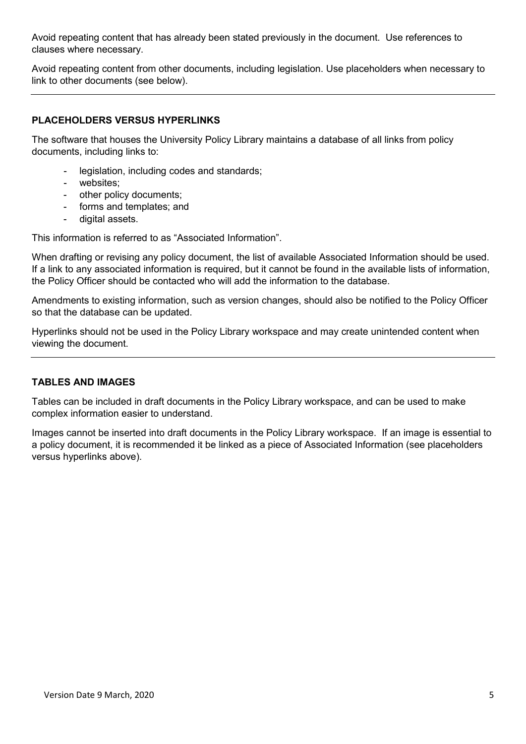Avoid repeating content that has already been stated previously in the document. Use references to clauses where necessary.

Avoid repeating content from other documents, including legislation. Use placeholders when necessary to link to other documents (see below).

---

### PLACEHOLDERS VERSUS HYPERLINKS

The software that houses the University Policy Library maintains a database of all links from policy documents, including links to:

- legislation, including codes and standards;
- websites;
- other policy documents;
- forms and templates; and
- digital assets.

This information is referred to as "Associated Information".

When drafting or revising any policy document, the list of available Associated Information should be used. If a link to any associated information is required, but it cannot be found in the available lists of information, the Policy Officer should be contacted who will add the information to the database.

Amendments to existing information, such as version changes, should also be notified to the Policy Officer so that the database can be updated.

Hyperlinks should not be used in the Policy Library workspace and may create unintended content when viewing the document.

---

### TABLES AND IMAGES

Tables can be included in draft documents in the Policy Library workspace, and can be used to make complex information easier to understand.

Images cannot be inserted into draft documents in the Policy Library workspace. If an image is essential to a policy document, it is recommended it be linked as a piece of Associated Information (see placeholders versus hyperlinks above).

Version Date 9 March, 2020